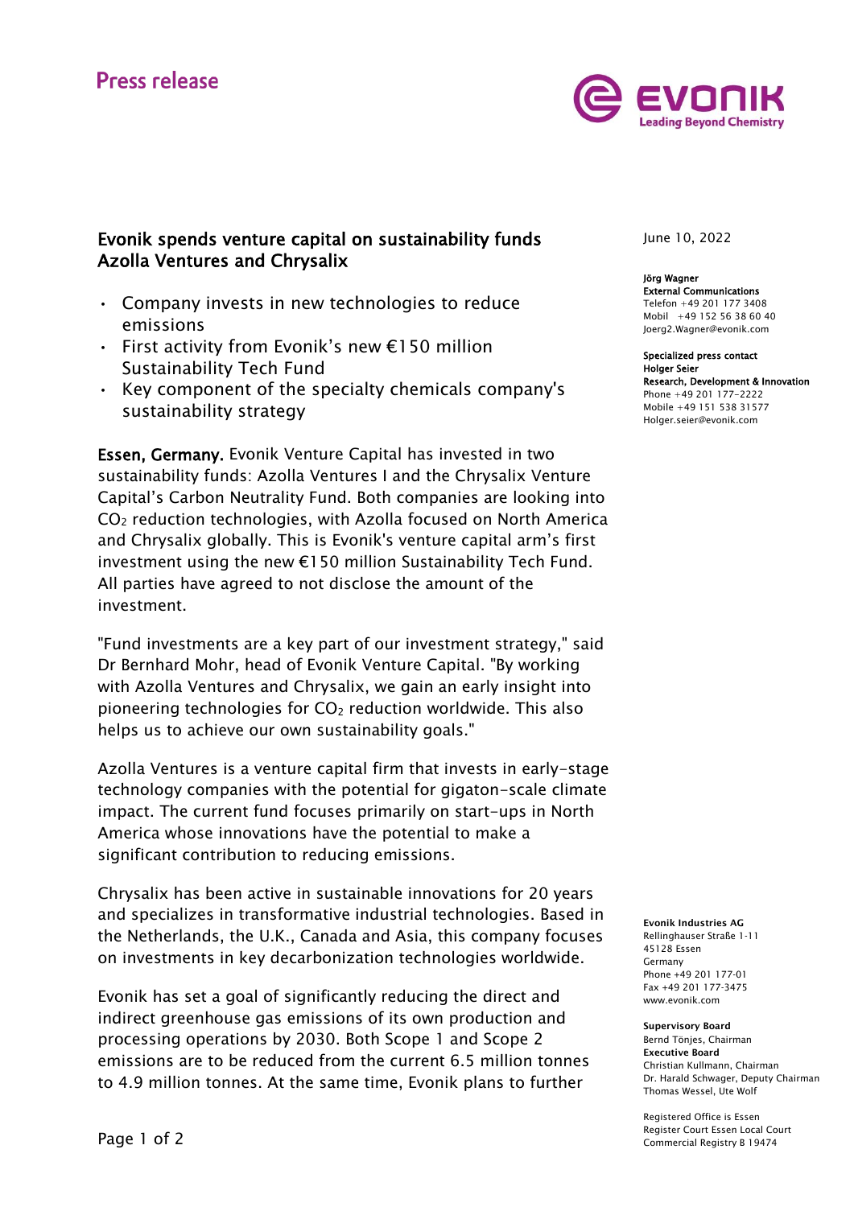Press release

# Evonik spends venture capital on sustainability funds Azolla Ventures and Chrysalix

- Company invests in new technologies to reduce emissions
- First activity from Evonik's new €150 million Sustainability Tech Fund
- Key component of the specialty chemicals company's sustainability strategy

June 10, 2022

**Jörg Wagner**
**External Communications**
Telefon +49 201 177 3408
Mobil +49 152 56 38 60 40
Joerg2.Wagner@evonik.com

**Specialized press contact**
**Holger Seier**
**Research, Development & Innovation**
Phone +49 201 177-2222
Mobile +49 151 538 31577
Holger.seier@evonik.com

**Essen, Germany.** Evonik Venture Capital has invested in two sustainability funds: Azolla Ventures I and the Chrysalix Venture Capital's Carbon Neutrality Fund. Both companies are looking into $CO_2$ reduction technologies, with Azolla focused on North America and Chrysalix globally. This is Evonik's venture capital arm's first investment using the new €150 million Sustainability Tech Fund. All parties have agreed to not disclose the amount of the investment.

"Fund investments are a key part of our investment strategy," said Dr Bernhard Mohr, head of Evonik Venture Capital. "By working with Azolla Ventures and Chrysalix, we gain an early insight into pioneering technologies for $CO_2$ reduction worldwide. This also helps us to achieve our own sustainability goals."

Azolla Ventures is a venture capital firm that invests in early-stage technology companies with the potential for gigaton-scale climate impact. The current fund focuses primarily on start-ups in North America whose innovations have the potential to make a significant contribution to reducing emissions.

Chrysalix has been active in sustainable innovations for 20 years and specializes in transformative industrial technologies. Based in the Netherlands, the U.K., Canada and Asia, this company focuses on investments in key decarbonization technologies worldwide.

Evonik has set a goal of significantly reducing the direct and indirect greenhouse gas emissions of its own production and processing operations by 2030. Both Scope 1 and Scope 2 emissions are to be reduced from the current 6.5 million tonnes to 4.9 million tonnes. At the same time, Evonik plans to further

**Evonik Industries AG**
Rellinghauser Straße 1-11
45128 Essen
Germany
Phone +49 201 177-01
Fax +49 201 177-3475
www.evonik.com

**Supervisory Board**
Bernd Tönjes, Chairman
**Executive Board**
Christian Kullmann, Chairman
Dr. Harald Schwager, Deputy Chairman
Thomas Wessel, Ute Wolf

Registered Office is Essen
Register Court Essen Local Court
Commercial Registry B 19474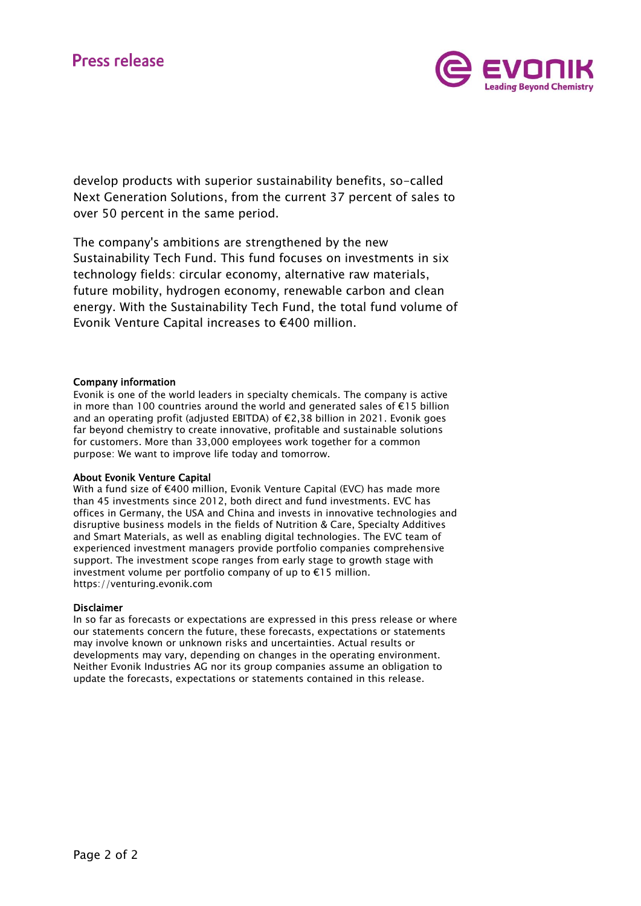develop products with superior sustainability benefits, so-called Next Generation Solutions, from the current 37 percent of sales to over 50 percent in the same period.

The company's ambitions are strengthened by the new Sustainability Tech Fund. This fund focuses on investments in six technology fields: circular economy, alternative raw materials, future mobility, hydrogen economy, renewable carbon and clean energy. With the Sustainability Tech Fund, the total fund volume of Evonik Venture Capital increases to €400 million.

**Company information**

Evonik is one of the world leaders in specialty chemicals. The company is active in more than 100 countries around the world and generated sales of €15 billion and an operating profit (adjusted EBITDA) of €2,38 billion in 2021. Evonik goes far beyond chemistry to create innovative, profitable and sustainable solutions for customers. More than 33,000 employees work together for a common purpose: We want to improve life today and tomorrow.

**About Evonik Venture Capital**

With a fund size of €400 million, Evonik Venture Capital (EVC) has made more than 45 investments since 2012, both direct and fund investments. EVC has offices in Germany, the USA and China and invests in innovative technologies and disruptive business models in the fields of Nutrition & Care, Specialty Additives and Smart Materials, as well as enabling digital technologies. The EVC team of experienced investment managers provide portfolio companies comprehensive support. The investment scope ranges from early stage to growth stage with investment volume per portfolio company of up to €15 million.
https://venturing.evonik.com

**Disclaimer**

In so far as forecasts or expectations are expressed in this press release or where our statements concern the future, these forecasts, expectations or statements may involve known or unknown risks and uncertainties. Actual results or developments may vary, depending on changes in the operating environment. Neither Evonik Industries AG nor its group companies assume an obligation to update the forecasts, expectations or statements contained in this release.